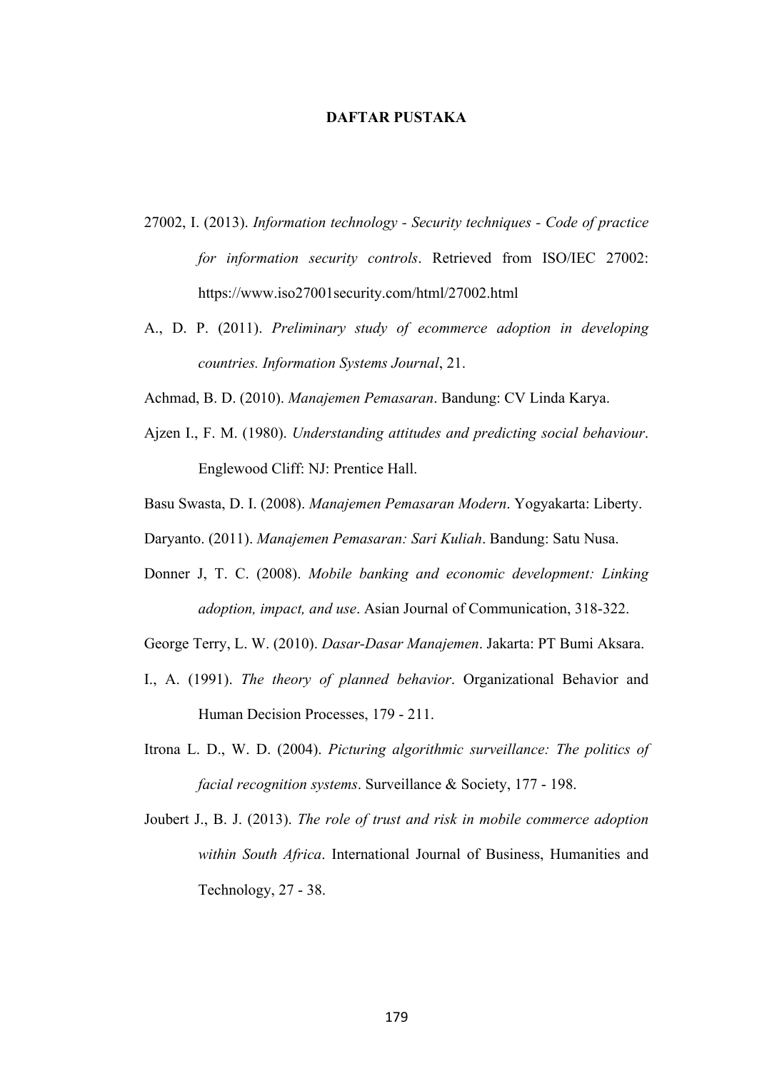# DAFTAR PUSTAKA

27002, I. (2013). *Information technology - Security techniques - Code of practice for information security controls*. Retrieved from ISO/IEC 27002: https://www.iso27001security.com/html/27002.html

A., D. P. (2011). *Preliminary study of ecommerce adoption in developing countries. Information Systems Journal*, 21.

Achmad, B. D. (2010). *Manajemen Pemasaran*. Bandung: CV Linda Karya.

Ajzen I., F. M. (1980). *Understanding attitudes and predicting social behaviour*. Englewood Cliff: NJ: Prentice Hall.

Basu Swasta, D. I. (2008). *Manajemen Pemasaran Modern*. Yogyakarta: Liberty.

Daryanto. (2011). *Manajemen Pemasaran: Sari Kuliah*. Bandung: Satu Nusa.

Donner J, T. C. (2008). *Mobile banking and economic development: Linking adoption, impact, and use*. Asian Journal of Communication, 318-322.

George Terry, L. W. (2010). *Dasar-Dasar Manajemen*. Jakarta: PT Bumi Aksara.

I., A. (1991). *The theory of planned behavior*. Organizational Behavior and Human Decision Processes, 179 - 211.

Itrona L. D., W. D. (2004). *Picturing algorithmic surveillance: The politics of facial recognition systems*. Surveillance & Society, 177 - 198.

Joubert J., B. J. (2013). *The role of trust and risk in mobile commerce adoption within South Africa*. International Journal of Business, Humanities and Technology, 27 - 38.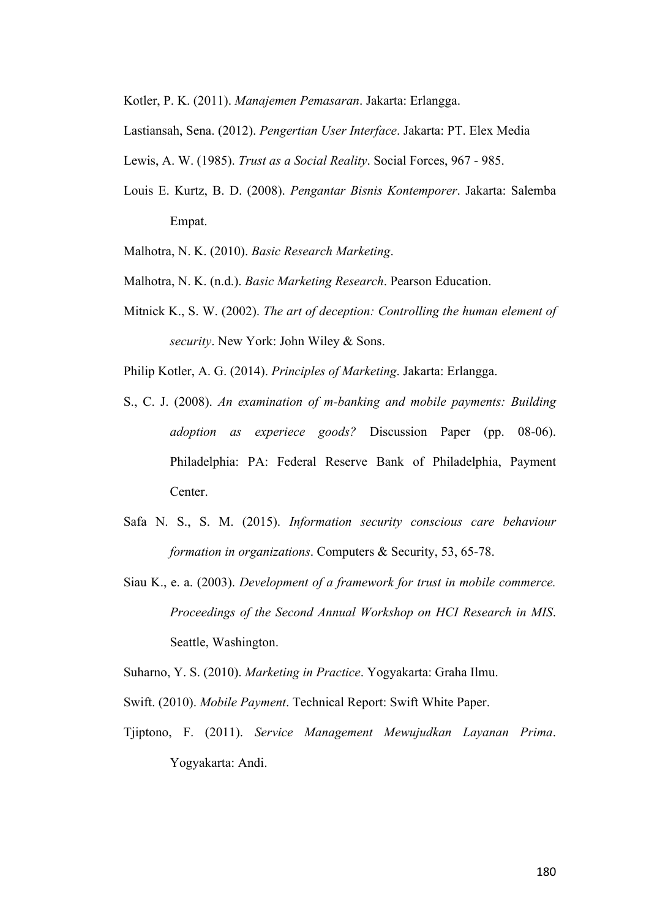Kotler, P. K. (2011). *Manajemen Pemasaran*. Jakarta: Erlangga.

Lastiansah, Sena. (2012). *Pengertian User Interface*. Jakarta: PT. Elex Media

Lewis, A. W. (1985). *Trust as a Social Reality*. Social Forces, 967 - 985.

Louis E. Kurtz, B. D. (2008). *Pengantar Bisnis Kontemporer*. Jakarta: Salemba Empat.

Malhotra, N. K. (2010). *Basic Research Marketing*.

Malhotra, N. K. (n.d.). *Basic Marketing Research*. Pearson Education.

Mitnick K., S. W. (2002). *The art of deception: Controlling the human element of security*. New York: John Wiley & Sons.

Philip Kotler, A. G. (2014). *Principles of Marketing*. Jakarta: Erlangga.

S., C. J. (2008). *An examination of m-banking and mobile payments: Building adoption as experiece goods?* Discussion Paper (pp. 08-06). Philadelphia: PA: Federal Reserve Bank of Philadelphia, Payment Center.

Safa N. S., S. M. (2015). *Information security conscious care behaviour formation in organizations*. Computers & Security, 53, 65-78.

Siau K., e. a. (2003). *Development of a framework for trust in mobile commerce. Proceedings of the Second Annual Workshop on HCI Research in MIS*. Seattle, Washington.

Suharno, Y. S. (2010). *Marketing in Practice*. Yogyakarta: Graha Ilmu.

Swift. (2010). *Mobile Payment*. Technical Report: Swift White Paper.

Tjiptono, F. (2011). *Service Management Mewujudkan Layanan Prima*. Yogyakarta: Andi.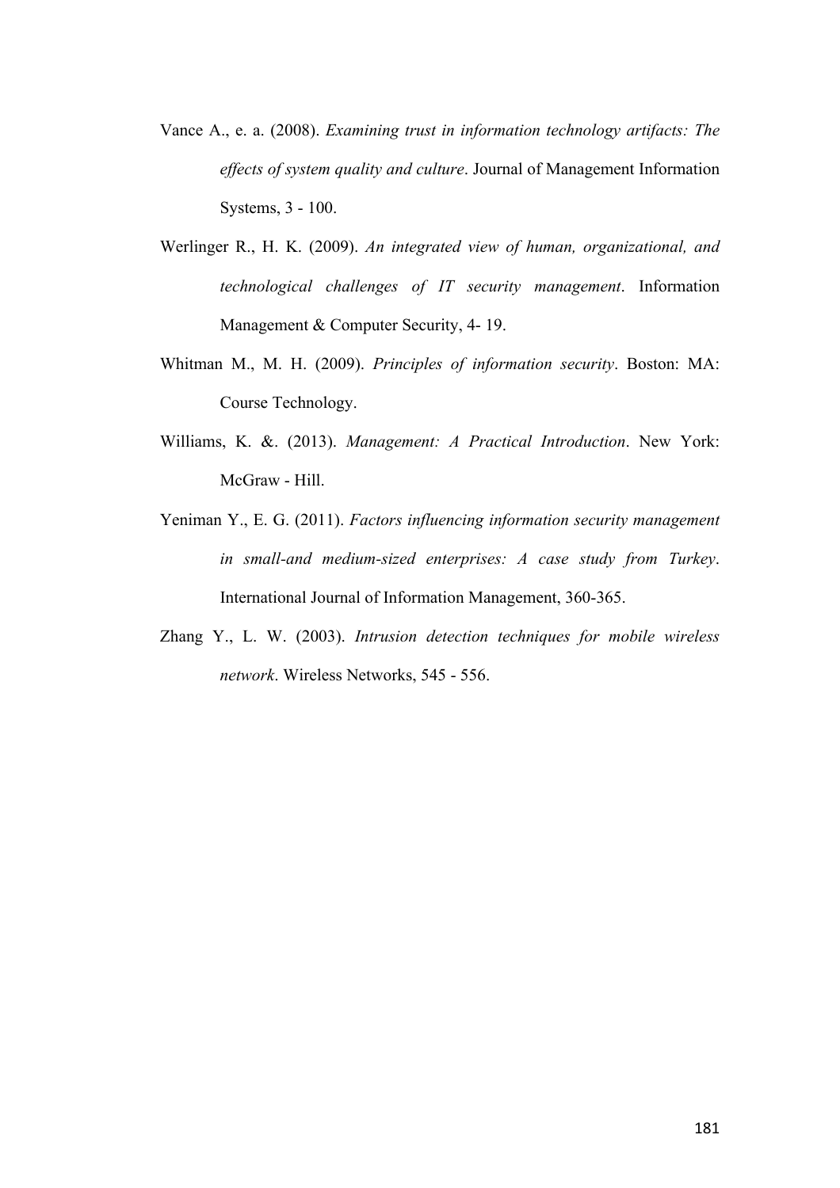Vance A., e. a. (2008). *Examining trust in information technology artifacts: The effects of system quality and culture*. Journal of Management Information Systems, 3 - 100.

Werlinger R., H. K. (2009). *An integrated view of human, organizational, and technological challenges of IT security management*. Information Management & Computer Security, 4- 19.

Whitman M., M. H. (2009). *Principles of information security*. Boston: MA: Course Technology.

Williams, K. &. (2013). *Management: A Practical Introduction*. New York: McGraw - Hill.

Yeniman Y., E. G. (2011). *Factors influencing information security management in small-and medium-sized enterprises: A case study from Turkey*. International Journal of Information Management, 360-365.

Zhang Y., L. W. (2003). *Intrusion detection techniques for mobile wireless network*. Wireless Networks, 545 - 556.